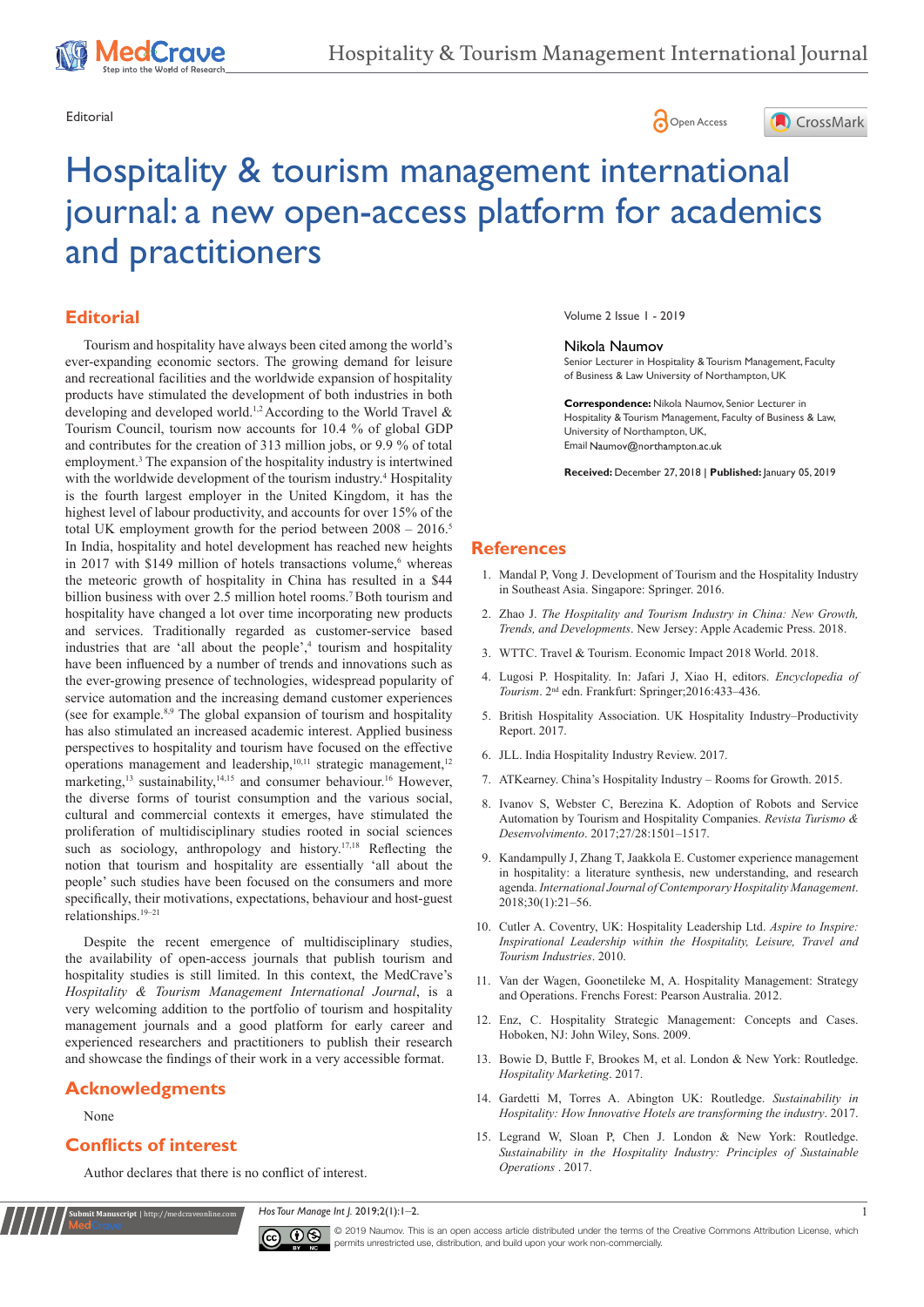Editorial

# Hospitality & tourism management international journal: a new open-access platform for academics and practitioners

Volume 2 Issue 1 - 2019

**Nikola Naumov**

Senior Lecturer in Hospitality & Tourism Management, Faculty of Business & Law University of Northampton, UK

**Correspondence:** Nikola Naumov, Senior Lecturer in Hospitality & Tourism Management, Faculty of Business & Law, University of Northampton, UK, Email Naumov@northampton.ac.uk

**Received:** December 27, 2018 | **Published:** January 05, 2019

## Editorial

Tourism and hospitality have always been cited among the world's ever-expanding economic sectors. The growing demand for leisure and recreational facilities and the worldwide expansion of hospitality products have stimulated the development of both industries in both developing and developed world.[1,2] According to the World Travel & Tourism Council, tourism now accounts for 10.4 % of global GDP and contributes for the creation of 313 million jobs, or 9.9 % of total employment.[3] The expansion of the hospitality industry is intertwined with the worldwide development of the tourism industry.[4] Hospitality is the fourth largest employer in the United Kingdom, it has the highest level of labour productivity, and accounts for over 15% of the total UK employment growth for the period between 2008 – 2016.[5] In India, hospitality and hotel development has reached new heights in 2017 with $149 million of hotels transactions volume,[6] whereas the meteoric growth of hospitality in China has resulted in a $44 billion business with over 2.5 million hotel rooms.[7] Both tourism and hospitality have changed a lot over time incorporating new products and services. Traditionally regarded as customer-service based industries that are 'all about the people',[4] tourism and hospitality have been influenced by a number of trends and innovations such as the ever-growing presence of technologies, widespread popularity of service automation and the increasing demand customer experiences (see for example.[8,9] The global expansion of tourism and hospitality has also stimulated an increased academic interest. Applied business perspectives to hospitality and tourism have focused on the effective operations management and leadership,[10,11] strategic management,[12] marketing,[13] sustainability,[14,15] and consumer behaviour.[16] However, the diverse forms of tourist consumption and the various social, cultural and commercial contexts it emerges, have stimulated the proliferation of multidisciplinary studies rooted in social sciences such as sociology, anthropology and history.[17,18] Reflecting the notion that tourism and hospitality are essentially 'all about the people' such studies have been focused on the consumers and more specifically, their motivations, expectations, behaviour and host-guest relationships.[19–21]

Despite the recent emergence of multidisciplinary studies, the availability of open-access journals that publish tourism and hospitality studies is still limited. In this context, the MedCrave's *Hospitality & Tourism Management International Journal*, is a very welcoming addition to the portfolio of tourism and hospitality management journals and a good platform for early career and experienced researchers and practitioners to publish their research and showcase the findings of their work in a very accessible format.

## Acknowledgments

None

## Conflicts of interest

Author declares that there is no conflict of interest.

## References

1. Mandal P, Vong J. Development of Tourism and the Hospitality Industry in Southeast Asia. Singapore: Springer. 2016.
2. Zhao J. *The Hospitality and Tourism Industry in China: New Growth, Trends, and Developments*. New Jersey: Apple Academic Press. 2018.
3. WTTC. Travel & Tourism. Economic Impact 2018 World. 2018.
4. Lugosi P. Hospitality. In: Jafari J, Xiao H, editors. *Encyclopedia of Tourism*. 2nd edn. Frankfurt: Springer;2016:433–436.
5. British Hospitality Association. UK Hospitality Industry–Productivity Report. 2017.
6. JLL. India Hospitality Industry Review. 2017.
7. ATKearney. China's Hospitality Industry – Rooms for Growth. 2015.
8. Ivanov S, Webster C, Berezina K. Adoption of Robots and Service Automation by Tourism and Hospitality Companies. *Revista Turismo & Desenvolvimento*. 2017;27/28:1501–1517.
9. Kandampully J, Zhang T, Jaakkola E. Customer experience management in hospitality: a literature synthesis, new understanding, and research agenda. *International Journal of Contemporary Hospitality Management*. 2018;30(1):21–56.
10. Cutler A. Coventry, UK: Hospitality Leadership Ltd. *Aspire to Inspire: Inspirational Leadership within the Hospitality, Leisure, Travel and Tourism Industries*. 2010.
11. Van der Wagen, Goonetileke M, A. Hospitality Management: Strategy and Operations. Frenchs Forest: Pearson Australia. 2012.
12. Enz, C. Hospitality Strategic Management: Concepts and Cases. Hoboken, NJ: John Wiley, Sons. 2009.
13. Bowie D, Buttle F, Brookes M, et al. London & New York: Routledge. *Hospitality Marketing*. 2017.
14. Gardetti M, Torres A. Abington UK: Routledge. *Sustainability in Hospitality: How Innovative Hotels are transforming the industry*. 2017.
15. Legrand W, Sloan P, Chen J. London & New York: Routledge. *Sustainability in the Hospitality Industry: Principles of Sustainable Operations* . 2017.

© 2019 Naumov. This is an open access article distributed under the terms of the Creative Commons Attribution License, which permits unrestricted use, distribution, and build upon your work non-commercially.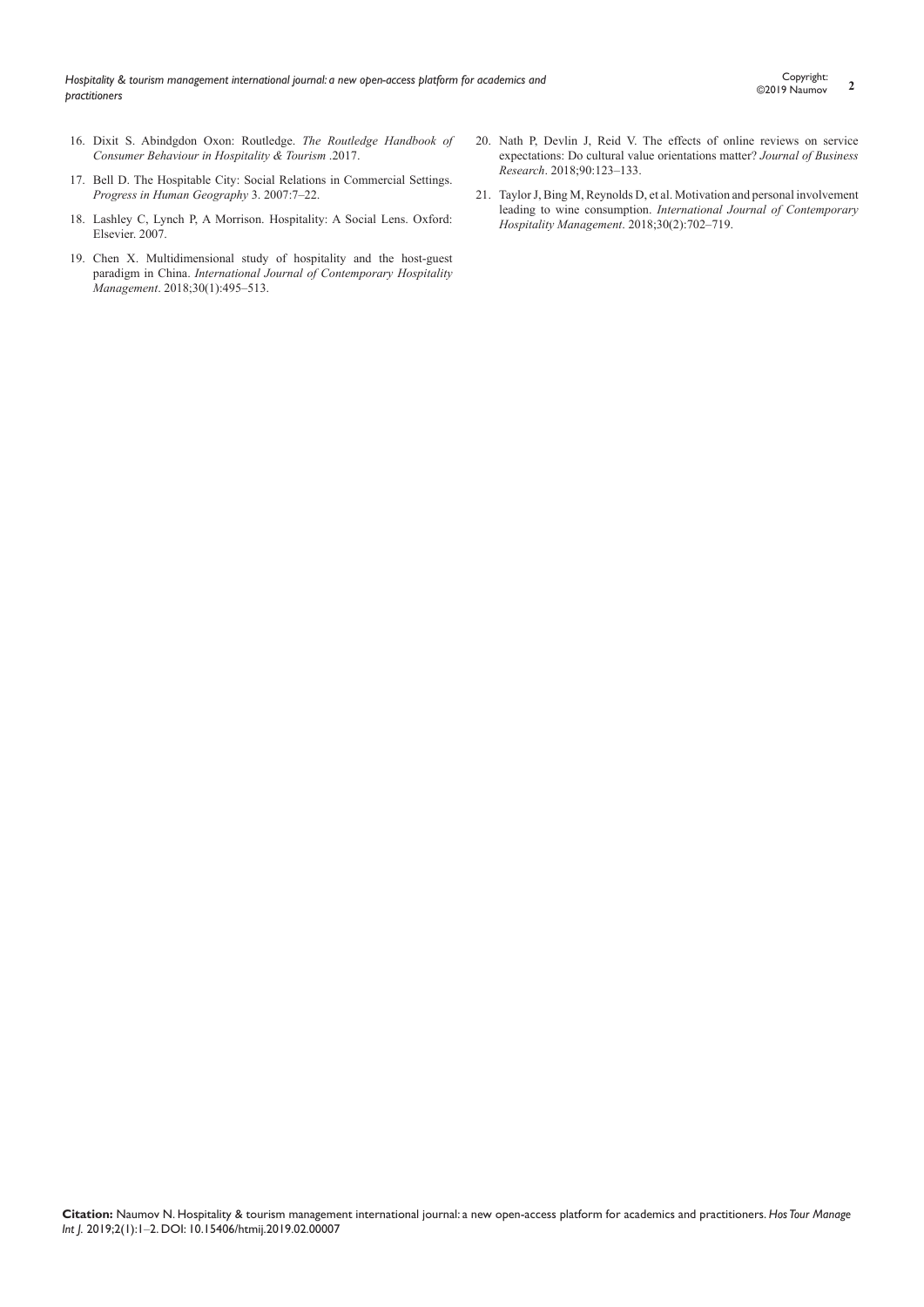16. Dixit S. Abindgdon Oxon: Routledge. *The Routledge Handbook of Consumer Behaviour in Hospitality & Tourism* .2017.
17. Bell D. The Hospitable City: Social Relations in Commercial Settings. *Progress in Human Geography* 3. 2007:7–22.
18. Lashley C, Lynch P, A Morrison. Hospitality: A Social Lens. Oxford: Elsevier. 2007.
19. Chen X. Multidimensional study of hospitality and the host-guest paradigm in China. *International Journal of Contemporary Hospitality Management*. 2018;30(1):495–513.
20. Nath P, Devlin J, Reid V. The effects of online reviews on service expectations: Do cultural value orientations matter? *Journal of Business Research*. 2018;90:123–133.
21. Taylor J, Bing M, Reynolds D, et al. Motivation and personal involvement leading to wine consumption. *International Journal of Contemporary Hospitality Management*. 2018;30(2):702–719.